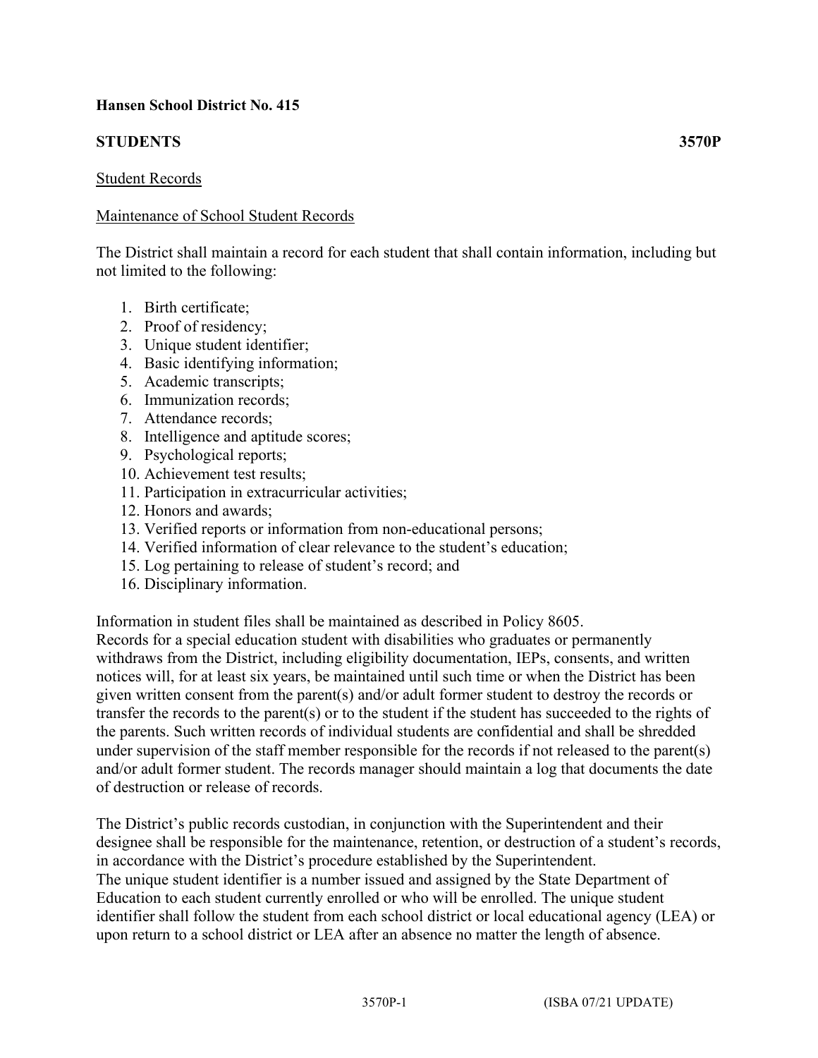**Hansen School District No. 415**

**STUDENTS 3570P**

Student Records

Maintenance of School Student Records

The District shall maintain a record for each student that shall contain information, including but not limited to the following:

1. Birth certificate;
2. Proof of residency;
3. Unique student identifier;
4. Basic identifying information;
5. Academic transcripts;
6. Immunization records;
7. Attendance records;
8. Intelligence and aptitude scores;
9. Psychological reports;
10. Achievement test results;
11. Participation in extracurricular activities;
12. Honors and awards;
13. Verified reports or information from non-educational persons;
14. Verified information of clear relevance to the student's education;
15. Log pertaining to release of student's record; and
16. Disciplinary information.

Information in student files shall be maintained as described in Policy 8605.
Records for a special education student with disabilities who graduates or permanently withdraws from the District, including eligibility documentation, IEPs, consents, and written notices will, for at least six years, be maintained until such time or when the District has been given written consent from the parent(s) and/or adult former student to destroy the records or transfer the records to the parent(s) or to the student if the student has succeeded to the rights of the parents. Such written records of individual students are confidential and shall be shredded under supervision of the staff member responsible for the records if not released to the parent(s) and/or adult former student. The records manager should maintain a log that documents the date of destruction or release of records.

The District's public records custodian, in conjunction with the Superintendent and their designee shall be responsible for the maintenance, retention, or destruction of a student's records, in accordance with the District's procedure established by the Superintendent.
The unique student identifier is a number issued and assigned by the State Department of Education to each student currently enrolled or who will be enrolled. The unique student identifier shall follow the student from each school district or local educational agency (LEA) or upon return to a school district or LEA after an absence no matter the length of absence.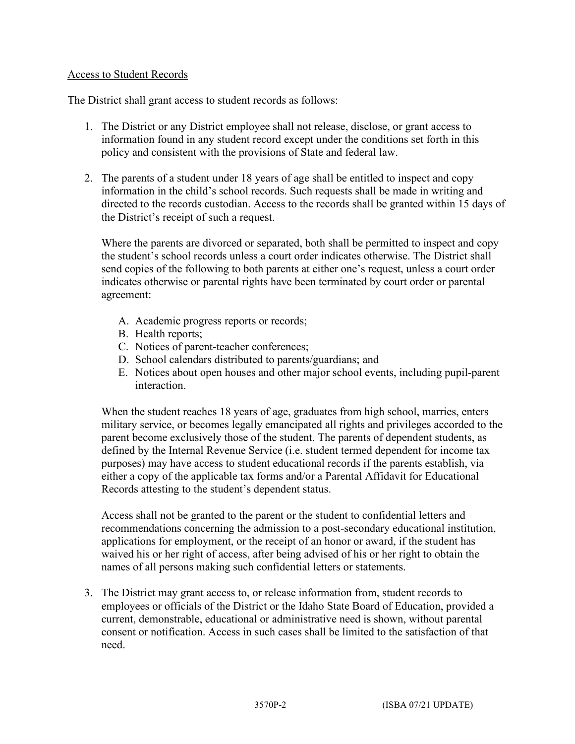Access to Student Records

The District shall grant access to student records as follows:

1. The District or any District employee shall not release, disclose, or grant access to information found in any student record except under the conditions set forth in this policy and consistent with the provisions of State and federal law.

2. The parents of a student under 18 years of age shall be entitled to inspect and copy information in the child's school records. Such requests shall be made in writing and directed to the records custodian. Access to the records shall be granted within 15 days of the District's receipt of such a request.

   Where the parents are divorced or separated, both shall be permitted to inspect and copy the student's school records unless a court order indicates otherwise. The District shall send copies of the following to both parents at either one's request, unless a court order indicates otherwise or parental rights have been terminated by court order or parental agreement:

   A. Academic progress reports or records;
   B. Health reports;
   C. Notices of parent-teacher conferences;
   D. School calendars distributed to parents/guardians; and
   E. Notices about open houses and other major school events, including pupil-parent interaction.

   When the student reaches 18 years of age, graduates from high school, marries, enters military service, or becomes legally emancipated all rights and privileges accorded to the parent become exclusively those of the student. The parents of dependent students, as defined by the Internal Revenue Service (i.e. student termed dependent for income tax purposes) may have access to student educational records if the parents establish, via either a copy of the applicable tax forms and/or a Parental Affidavit for Educational Records attesting to the student's dependent status.

   Access shall not be granted to the parent or the student to confidential letters and recommendations concerning the admission to a post-secondary educational institution, applications for employment, or the receipt of an honor or award, if the student has waived his or her right of access, after being advised of his or her right to obtain the names of all persons making such confidential letters or statements.

3. The District may grant access to, or release information from, student records to employees or officials of the District or the Idaho State Board of Education, provided a current, demonstrable, educational or administrative need is shown, without parental consent or notification. Access in such cases shall be limited to the satisfaction of that need.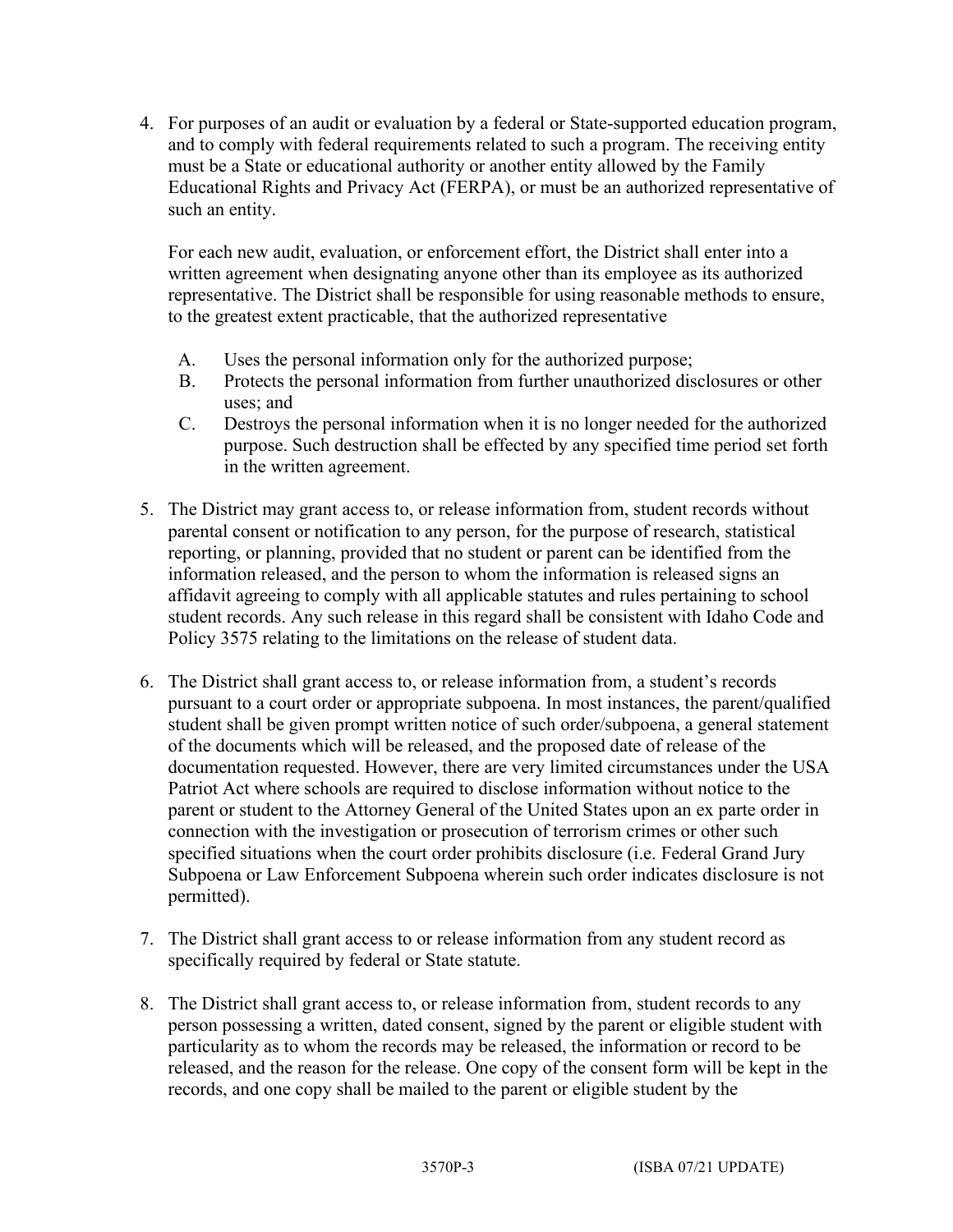4. For purposes of an audit or evaluation by a federal or State-supported education program, and to comply with federal requirements related to such a program. The receiving entity must be a State or educational authority or another entity allowed by the Family Educational Rights and Privacy Act (FERPA), or must be an authorized representative of such an entity.

   For each new audit, evaluation, or enforcement effort, the District shall enter into a written agreement when designating anyone other than its employee as its authorized representative. The District shall be responsible for using reasonable methods to ensure, to the greatest extent practicable, that the authorized representative

   A. Uses the personal information only for the authorized purpose;
   B. Protects the personal information from further unauthorized disclosures or other uses; and
   C. Destroys the personal information when it is no longer needed for the authorized purpose. Such destruction shall be effected by any specified time period set forth in the written agreement.

5. The District may grant access to, or release information from, student records without parental consent or notification to any person, for the purpose of research, statistical reporting, or planning, provided that no student or parent can be identified from the information released, and the person to whom the information is released signs an affidavit agreeing to comply with all applicable statutes and rules pertaining to school student records. Any such release in this regard shall be consistent with Idaho Code and Policy 3575 relating to the limitations on the release of student data.

6. The District shall grant access to, or release information from, a student's records pursuant to a court order or appropriate subpoena. In most instances, the parent/qualified student shall be given prompt written notice of such order/subpoena, a general statement of the documents which will be released, and the proposed date of release of the documentation requested. However, there are very limited circumstances under the USA Patriot Act where schools are required to disclose information without notice to the parent or student to the Attorney General of the United States upon an ex parte order in connection with the investigation or prosecution of terrorism crimes or other such specified situations when the court order prohibits disclosure (i.e. Federal Grand Jury Subpoena or Law Enforcement Subpoena wherein such order indicates disclosure is not permitted).

7. The District shall grant access to or release information from any student record as specifically required by federal or State statute.

8. The District shall grant access to, or release information from, student records to any person possessing a written, dated consent, signed by the parent or eligible student with particularity as to whom the records may be released, the information or record to be released, and the reason for the release. One copy of the consent form will be kept in the records, and one copy shall be mailed to the parent or eligible student by the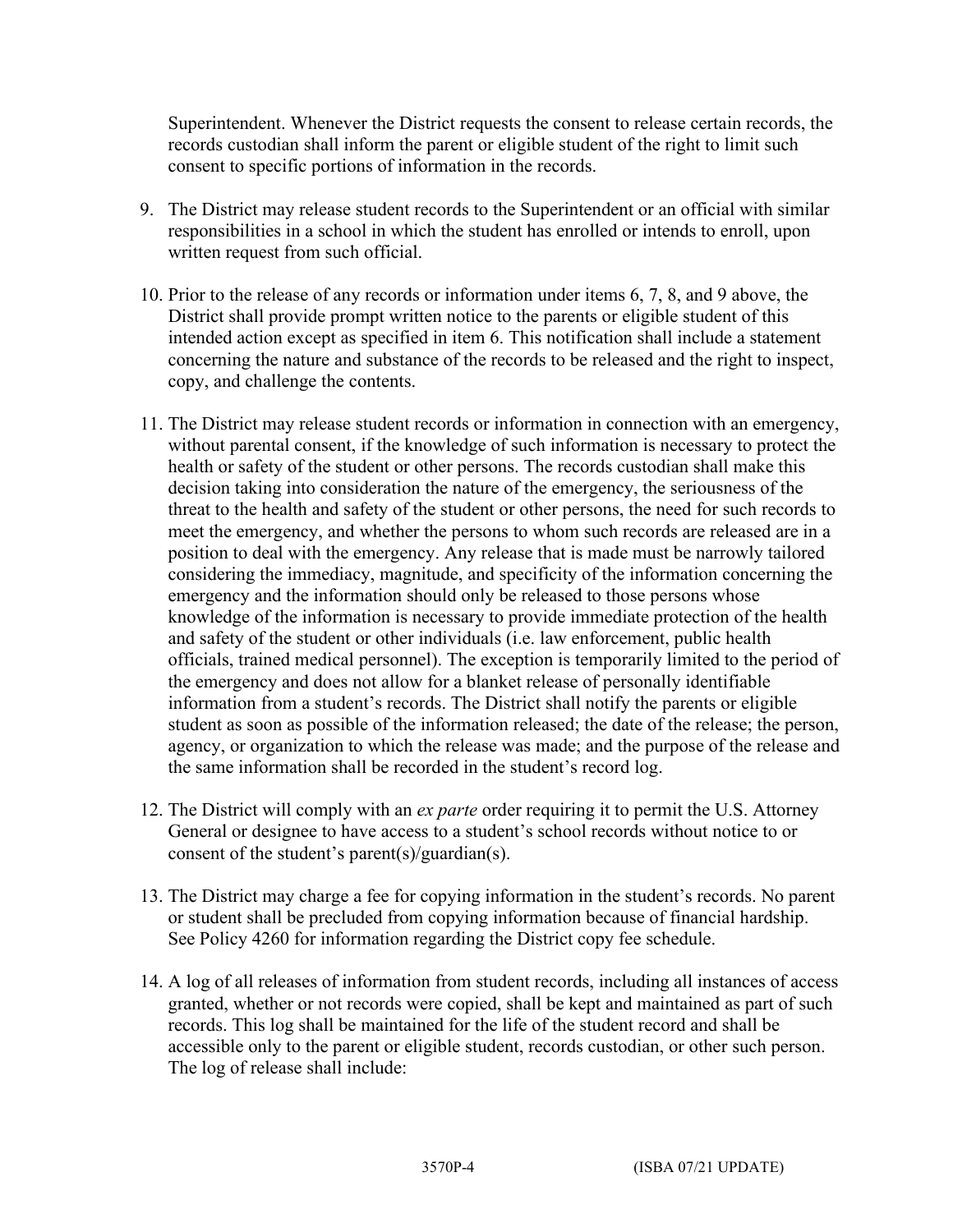Superintendent. Whenever the District requests the consent to release certain records, the records custodian shall inform the parent or eligible student of the right to limit such consent to specific portions of information in the records.

9. The District may release student records to the Superintendent or an official with similar responsibilities in a school in which the student has enrolled or intends to enroll, upon written request from such official.

10. Prior to the release of any records or information under items 6, 7, 8, and 9 above, the District shall provide prompt written notice to the parents or eligible student of this intended action except as specified in item 6. This notification shall include a statement concerning the nature and substance of the records to be released and the right to inspect, copy, and challenge the contents.

11. The District may release student records or information in connection with an emergency, without parental consent, if the knowledge of such information is necessary to protect the health or safety of the student or other persons. The records custodian shall make this decision taking into consideration the nature of the emergency, the seriousness of the threat to the health and safety of the student or other persons, the need for such records to meet the emergency, and whether the persons to whom such records are released are in a position to deal with the emergency. Any release that is made must be narrowly tailored considering the immediacy, magnitude, and specificity of the information concerning the emergency and the information should only be released to those persons whose knowledge of the information is necessary to provide immediate protection of the health and safety of the student or other individuals (i.e. law enforcement, public health officials, trained medical personnel). The exception is temporarily limited to the period of the emergency and does not allow for a blanket release of personally identifiable information from a student's records. The District shall notify the parents or eligible student as soon as possible of the information released; the date of the release; the person, agency, or organization to which the release was made; and the purpose of the release and the same information shall be recorded in the student's record log.

12. The District will comply with an *ex parte* order requiring it to permit the U.S. Attorney General or designee to have access to a student's school records without notice to or consent of the student's parent(s)/guardian(s).

13. The District may charge a fee for copying information in the student's records. No parent or student shall be precluded from copying information because of financial hardship. See Policy 4260 for information regarding the District copy fee schedule.

14. A log of all releases of information from student records, including all instances of access granted, whether or not records were copied, shall be kept and maintained as part of such records. This log shall be maintained for the life of the student record and shall be accessible only to the parent or eligible student, records custodian, or other such person. The log of release shall include: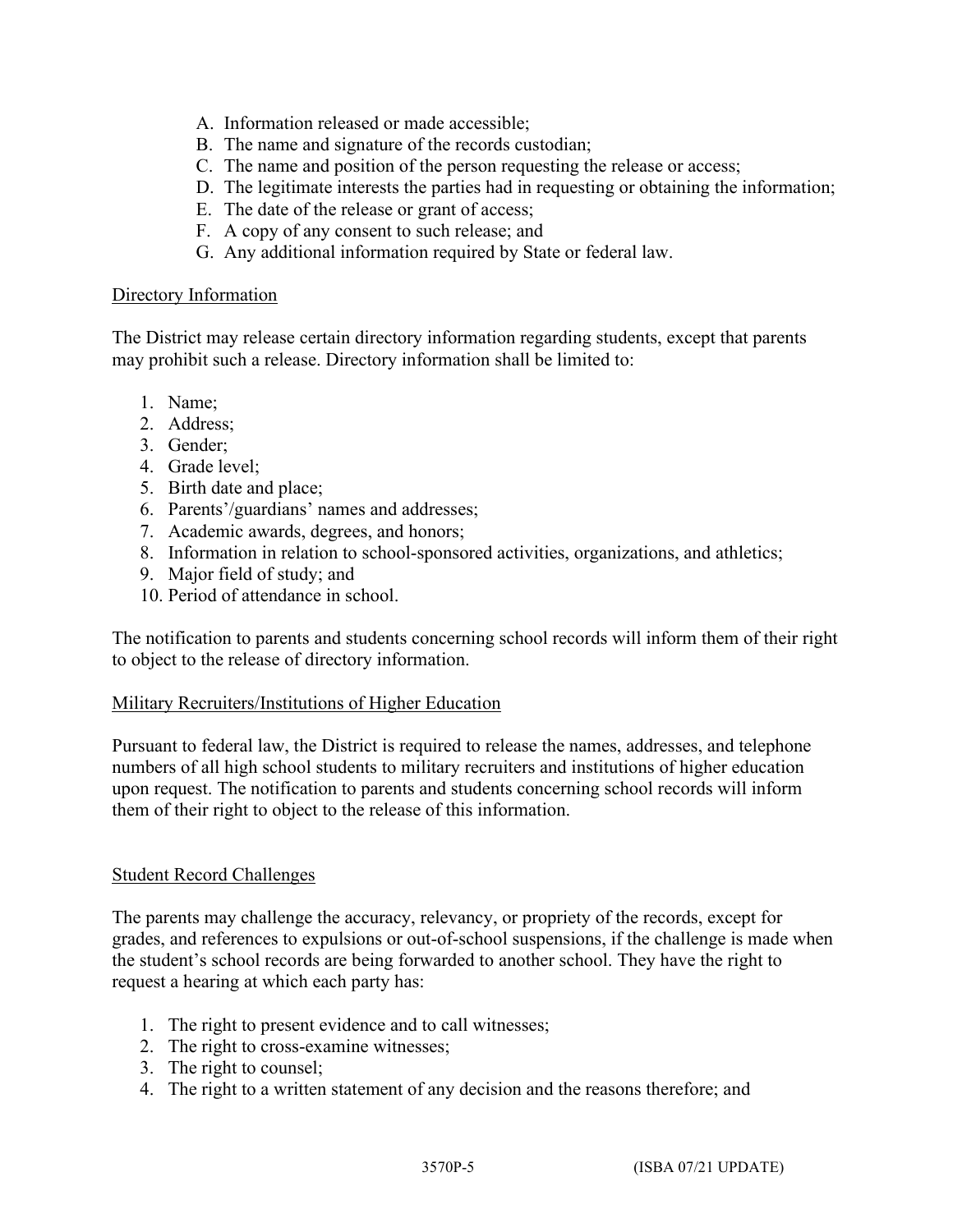A. Information released or made accessible;
B. The name and signature of the records custodian;
C. The name and position of the person requesting the release or access;
D. The legitimate interests the parties had in requesting or obtaining the information;
E. The date of the release or grant of access;
F. A copy of any consent to such release; and
G. Any additional information required by State or federal law.

## Directory Information

The District may release certain directory information regarding students, except that parents may prohibit such a release. Directory information shall be limited to:

1. Name;
2. Address;
3. Gender;
4. Grade level;
5. Birth date and place;
6. Parents'/guardians' names and addresses;
7. Academic awards, degrees, and honors;
8. Information in relation to school-sponsored activities, organizations, and athletics;
9. Major field of study; and
10. Period of attendance in school.

The notification to parents and students concerning school records will inform them of their right to object to the release of directory information.

## Military Recruiters/Institutions of Higher Education

Pursuant to federal law, the District is required to release the names, addresses, and telephone numbers of all high school students to military recruiters and institutions of higher education upon request. The notification to parents and students concerning school records will inform them of their right to object to the release of this information.

## Student Record Challenges

The parents may challenge the accuracy, relevancy, or propriety of the records, except for grades, and references to expulsions or out-of-school suspensions, if the challenge is made when the student's school records are being forwarded to another school. They have the right to request a hearing at which each party has:

1. The right to present evidence and to call witnesses;
2. The right to cross-examine witnesses;
3. The right to counsel;
4. The right to a written statement of any decision and the reasons therefore; and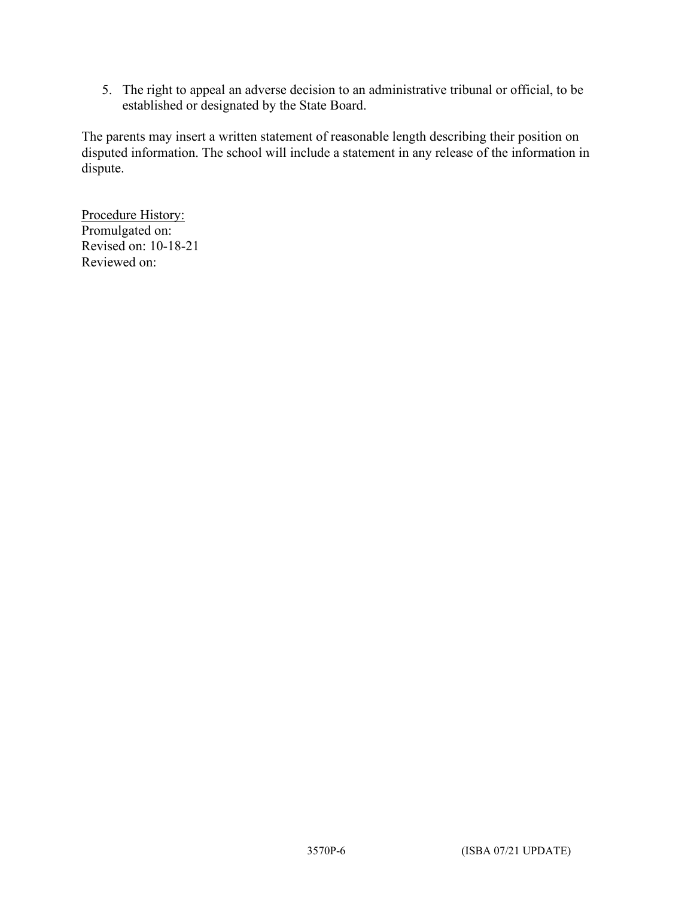5. The right to appeal an adverse decision to an administrative tribunal or official, to be established or designated by the State Board.

The parents may insert a written statement of reasonable length describing their position on disputed information. The school will include a statement in any release of the information in dispute.

<u>Procedure History:</u>
Promulgated on:
Revised on: 10-18-21
Reviewed on: